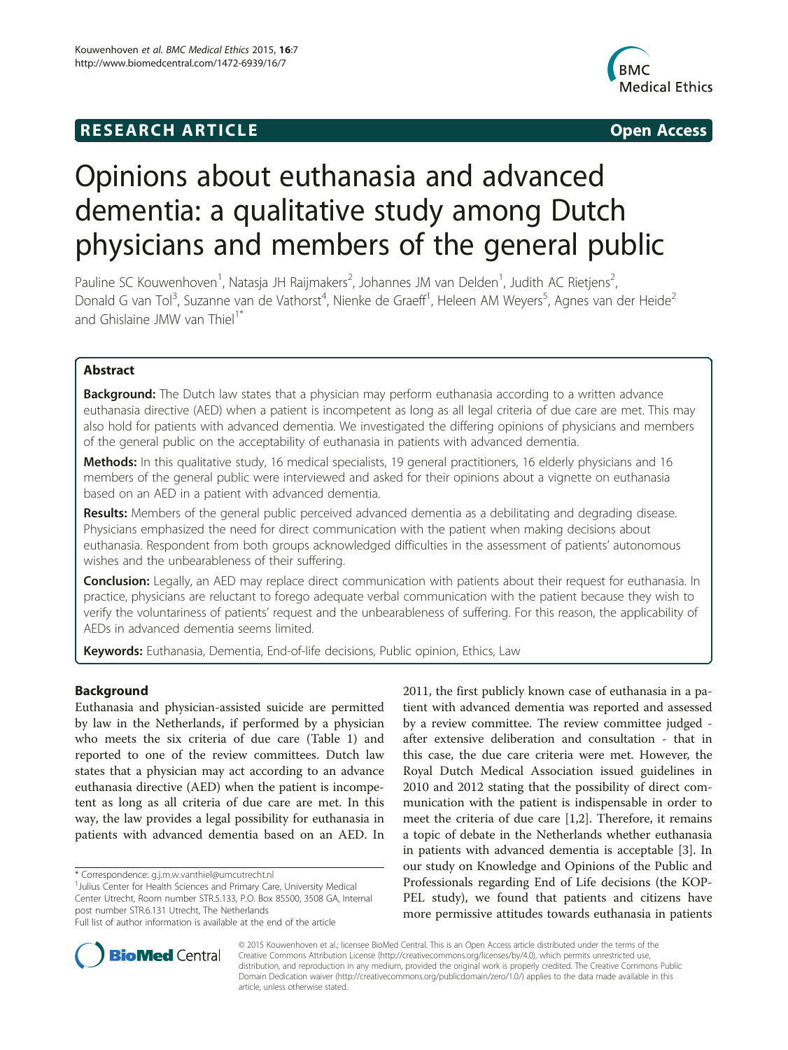**RESEARCH ARTICLE** **Open Access**

# Opinions about euthanasia and advanced dementia: a qualitative study among Dutch physicians and members of the general public

Pauline SC Kouwenhoven[1], Natasja JH Raijmakers[2], Johannes JM van Delden[1], Judith AC Rietjens[2], Donald G van Tol[3], Suzanne van de Vathorst[4], Nienke de Graeff[1], Heleen AM Weyers[5], Agnes van der Heide[2] and Ghislaine JMW van Thiel[1*]

## Abstract

**Background:** The Dutch law states that a physician may perform euthanasia according to a written advance euthanasia directive (AED) when a patient is incompetent as long as all legal criteria of due care are met. This may also hold for patients with advanced dementia. We investigated the differing opinions of physicians and members of the general public on the acceptability of euthanasia in patients with advanced dementia.

**Methods:** In this qualitative study, 16 medical specialists, 19 general practitioners, 16 elderly physicians and 16 members of the general public were interviewed and asked for their opinions about a vignette on euthanasia based on an AED in a patient with advanced dementia.

**Results:** Members of the general public perceived advanced dementia as a debilitating and degrading disease. Physicians emphasized the need for direct communication with the patient when making decisions about euthanasia. Respondent from both groups acknowledged difficulties in the assessment of patients' autonomous wishes and the unbearableness of their suffering.

**Conclusion:** Legally, an AED may replace direct communication with patients about their request for euthanasia. In practice, physicians are reluctant to forego adequate verbal communication with the patient because they wish to verify the voluntariness of patients' request and the unbearableness of suffering. For this reason, the applicability of AEDs in advanced dementia seems limited.

**Keywords:** Euthanasia, Dementia, End-of-life decisions, Public opinion, Ethics, Law

## Background

Euthanasia and physician-assisted suicide are permitted by law in the Netherlands, if performed by a physician who meets the six criteria of due care (Table 1) and reported to one of the review committees. Dutch law states that a physician may act according to an advance euthanasia directive (AED) when the patient is incompetent as long as all criteria of due care are met. In this way, the law provides a legal possibility for euthanasia in patients with advanced dementia based on an AED. In 2011, the first publicly known case of euthanasia in a patient with advanced dementia was reported and assessed by a review committee. The review committee judged - after extensive deliberation and consultation - that in this case, the due care criteria were met. However, the Royal Dutch Medical Association issued guidelines in 2010 and 2012 stating that the possibility of direct communication with the patient is indispensable in order to meet the criteria of due care [1,2]. Therefore, it remains a topic of debate in the Netherlands whether euthanasia in patients with advanced dementia is acceptable [3]. In our study on Knowledge and Opinions of the Public and Professionals regarding End of Life decisions (the KOPPEL study), we found that patients and citizens have more permissive attitudes towards euthanasia in patients

\* Correspondence: g.j.m.w.vanthiel@umcutrecht.nl
[1]Julius Center for Health Sciences and Primary Care, University Medical Center Utrecht, Room number STR.5.133, P.O. Box 85500, 3508 GA, Internal post number STR.6.131 Utrecht, The Netherlands
Full list of author information is available at the end of the article

© 2015 Kouwenhoven et al.; licensee BioMed Central. This is an Open Access article distributed under the terms of the Creative Commons Attribution License (http://creativecommons.org/licenses/by/4.0), which permits unrestricted use, distribution, and reproduction in any medium, provided the original work is properly credited. The Creative Commons Public Domain Dedication waiver (http://creativecommons.org/publicdomain/zero/1.0/) applies to the data made available in this article, unless otherwise stated.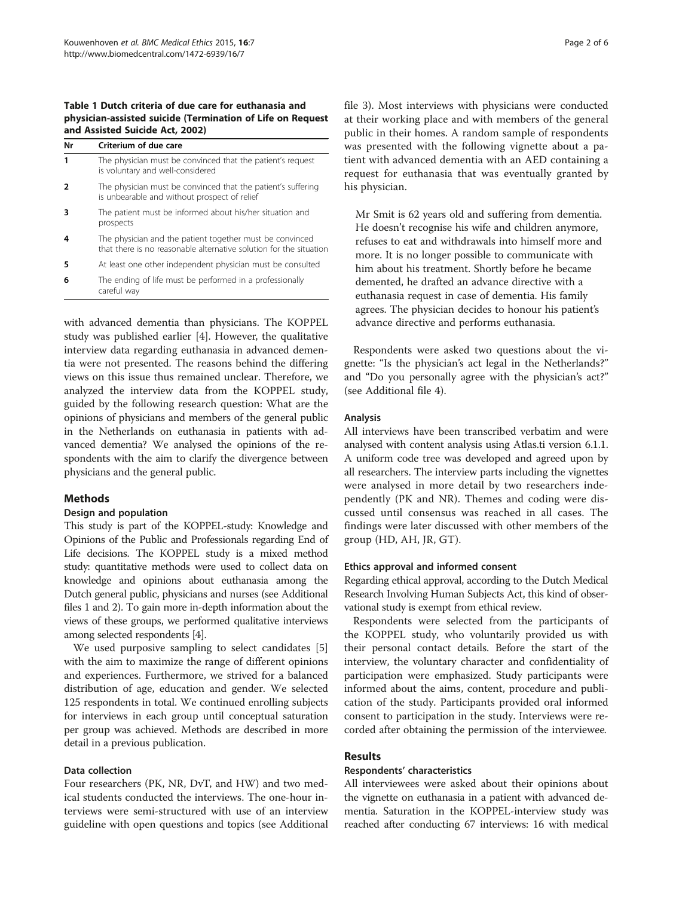**Table 1 Dutch criteria of due care for euthanasia and physician-assisted suicide (Termination of Life on Request and Assisted Suicide Act, 2002)**

| Nr | Criterium of due care |
|---|---|
| 1 | The physician must be convinced that the patient's request is voluntary and well-considered |
| 2 | The physician must be convinced that the patient's suffering is unbearable and without prospect of relief |
| 3 | The patient must be informed about his/her situation and prospects |
| 4 | The physician and the patient together must be convinced that there is no reasonable alternative solution for the situation |
| 5 | At least one other independent physician must be consulted |
| 6 | The ending of life must be performed in a professionally careful way |

with advanced dementia than physicians. The KOPPEL study was published earlier [4]. However, the qualitative interview data regarding euthanasia in advanced dementia were not presented. The reasons behind the differing views on this issue thus remained unclear. Therefore, we analyzed the interview data from the KOPPEL study, guided by the following research question: What are the opinions of physicians and members of the general public in the Netherlands on euthanasia in patients with advanced dementia? We analysed the opinions of the respondents with the aim to clarify the divergence between physicians and the general public.

## Methods

### Design and population

This study is part of the KOPPEL-study: Knowledge and Opinions of the Public and Professionals regarding End of Life decisions. The KOPPEL study is a mixed method study: quantitative methods were used to collect data on knowledge and opinions about euthanasia among the Dutch general public, physicians and nurses (see Additional files 1 and 2). To gain more in-depth information about the views of these groups, we performed qualitative interviews among selected respondents [4].

We used purposive sampling to select candidates [5] with the aim to maximize the range of different opinions and experiences. Furthermore, we strived for a balanced distribution of age, education and gender. We selected 125 respondents in total. We continued enrolling subjects for interviews in each group until conceptual saturation per group was achieved. Methods are described in more detail in a previous publication.

### Data collection

Four researchers (PK, NR, DvT, and HW) and two medical students conducted the interviews. The one-hour interviews were semi-structured with use of an interview guideline with open questions and topics (see Additional file 3). Most interviews with physicians were conducted at their working place and with members of the general public in their homes. A random sample of respondents was presented with the following vignette about a patient with advanced dementia with an AED containing a request for euthanasia that was eventually granted by his physician.

> Mr Smit is 62 years old and suffering from dementia. He doesn't recognise his wife and children anymore, refuses to eat and withdrawals into himself more and more. It is no longer possible to communicate with him about his treatment. Shortly before he became demented, he drafted an advance directive with a euthanasia request in case of dementia. His family agrees. The physician decides to honour his patient's advance directive and performs euthanasia.

Respondents were asked two questions about the vignette: "Is the physician's act legal in the Netherlands?" and "Do you personally agree with the physician's act?" (see Additional file 4).

### Analysis

All interviews have been transcribed verbatim and were analysed with content analysis using Atlas.ti version 6.1.1. A uniform code tree was developed and agreed upon by all researchers. The interview parts including the vignettes were analysed in more detail by two researchers independently (PK and NR). Themes and coding were discussed until consensus was reached in all cases. The findings were later discussed with other members of the group (HD, AH, JR, GT).

### Ethics approval and informed consent

Regarding ethical approval, according to the Dutch Medical Research Involving Human Subjects Act, this kind of observational study is exempt from ethical review.

Respondents were selected from the participants of the KOPPEL study, who voluntarily provided us with their personal contact details. Before the start of the interview, the voluntary character and confidentiality of participation were emphasized. Study participants were informed about the aims, content, procedure and publication of the study. Participants provided oral informed consent to participation in the study. Interviews were recorded after obtaining the permission of the interviewee.

## Results

### Respondents' characteristics

All interviewees were asked about their opinions about the vignette on euthanasia in a patient with advanced dementia. Saturation in the KOPPEL-interview study was reached after conducting 67 interviews: 16 with medical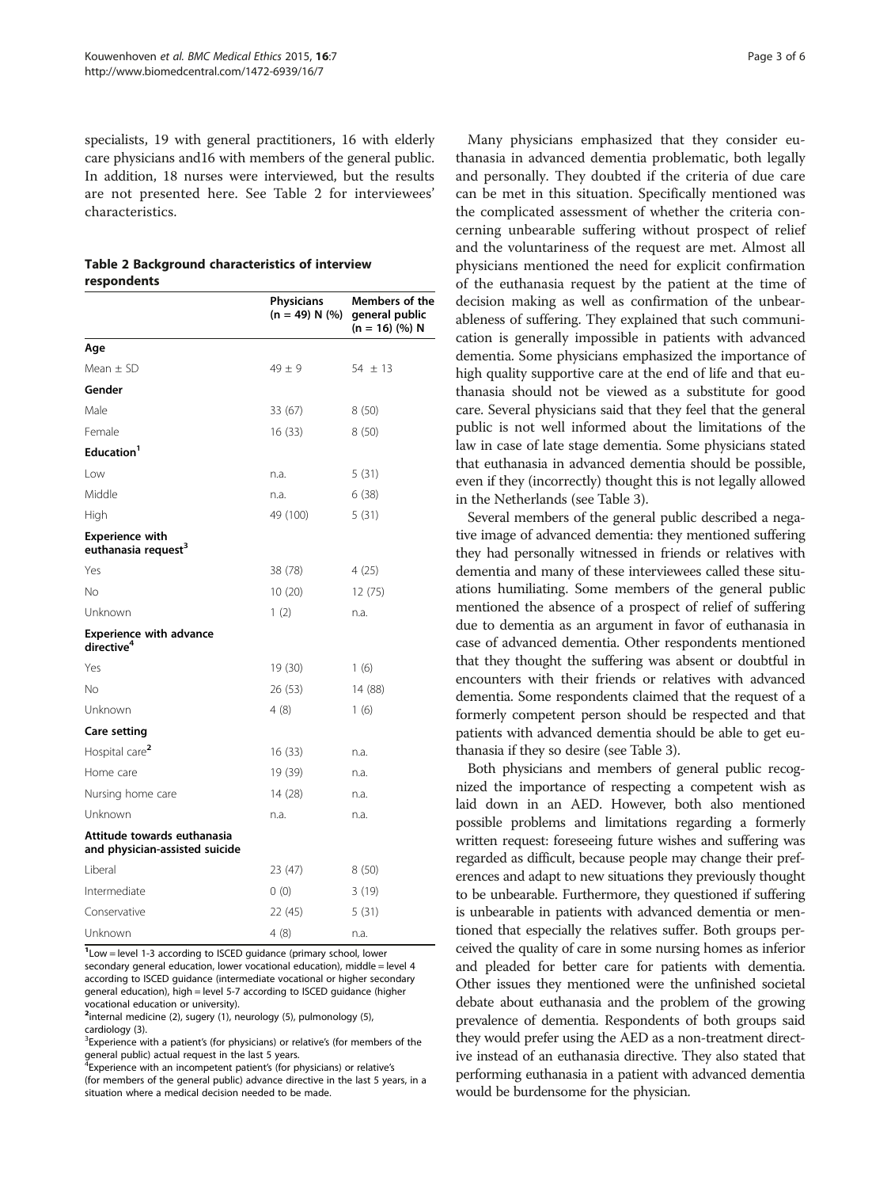specialists, 19 with general practitioners, 16 with elderly care physicians and16 with members of the general public. In addition, 18 nurses were interviewed, but the results are not presented here. See Table 2 for interviewees' characteristics.

**Table 2 Background characteristics of interview respondents**

| | Physicians (n = 49) N (%) | Members of the general public (n = 16) (%) N |
|---|---|---|
| **Age** | | |
| Mean ± SD | 49 ± 9 | 54 ± 13 |
| **Gender** | | |
| Male | 33 (67) | 8 (50) |
| Female | 16 (33) | 8 (50) |
| **Education**[1] | | |
| Low | n.a. | 5 (31) |
| Middle | n.a. | 6 (38) |
| High | 49 (100) | 5 (31) |
| **Experience with euthanasia request**[3] | | |
| Yes | 38 (78) | 4 (25) |
| No | 10 (20) | 12 (75) |
| Unknown | 1 (2) | n.a. |
| **Experience with advance directive**[4] | | |
| Yes | 19 (30) | 1 (6) |
| No | 26 (53) | 14 (88) |
| Unknown | 4 (8) | 1 (6) |
| **Care setting** | | |
| Hospital care[2] | 16 (33) | n.a. |
| Home care | 19 (39) | n.a. |
| Nursing home care | 14 (28) | n.a. |
| Unknown | n.a. | n.a. |
| **Attitude towards euthanasia and physician-assisted suicide** | | |
| Liberal | 23 (47) | 8 (50) |
| Intermediate | 0 (0) | 3 (19) |
| Conservative | 22 (45) | 5 (31) |
| Unknown | 4 (8) | n.a. |

[1]Low = level 1-3 according to ISCED guidance (primary school, lower secondary general education, lower vocational education), middle = level 4 according to ISCED guidance (intermediate vocational or higher secondary general education), high = level 5-7 according to ISCED guidance (higher vocational education or university).
[2]internal medicine (2), sugery (1), neurology (5), pulmonology (5), cardiology (3).
[3]Experience with a patient's (for physicians) or relative's (for members of the general public) actual request in the last 5 years.
[4]Experience with an incompetent patient's (for physicians) or relative's (for members of the general public) advance directive in the last 5 years, in a situation where a medical decision needed to be made.

Many physicians emphasized that they consider euthanasia in advanced dementia problematic, both legally and personally. They doubted if the criteria of due care can be met in this situation. Specifically mentioned was the complicated assessment of whether the criteria concerning unbearable suffering without prospect of relief and the voluntariness of the request are met. Almost all physicians mentioned the need for explicit confirmation of the euthanasia request by the patient at the time of decision making as well as confirmation of the unbearableness of suffering. They explained that such communication is generally impossible in patients with advanced dementia. Some physicians emphasized the importance of high quality supportive care at the end of life and that euthanasia should not be viewed as a substitute for good care. Several physicians said that they feel that the general public is not well informed about the limitations of the law in case of late stage dementia. Some physicians stated that euthanasia in advanced dementia should be possible, even if they (incorrectly) thought this is not legally allowed in the Netherlands (see Table 3).

Several members of the general public described a negative image of advanced dementia: they mentioned suffering they had personally witnessed in friends or relatives with dementia and many of these interviewees called these situations humiliating. Some members of the general public mentioned the absence of a prospect of relief of suffering due to dementia as an argument in favor of euthanasia in case of advanced dementia. Other respondents mentioned that they thought the suffering was absent or doubtful in encounters with their friends or relatives with advanced dementia. Some respondents claimed that the request of a formerly competent person should be respected and that patients with advanced dementia should be able to get euthanasia if they so desire (see Table 3).

Both physicians and members of general public recognized the importance of respecting a competent wish as laid down in an AED. However, both also mentioned possible problems and limitations regarding a formerly written request: foreseeing future wishes and suffering was regarded as difficult, because people may change their preferences and adapt to new situations they previously thought to be unbearable. Furthermore, they questioned if suffering is unbearable in patients with advanced dementia or mentioned that especially the relatives suffer. Both groups perceived the quality of care in some nursing homes as inferior and pleaded for better care for patients with dementia. Other issues they mentioned were the unfinished societal debate about euthanasia and the problem of the growing prevalence of dementia. Respondents of both groups said they would prefer using the AED as a non-treatment directive instead of an euthanasia directive. They also stated that performing euthanasia in a patient with advanced dementia would be burdensome for the physician.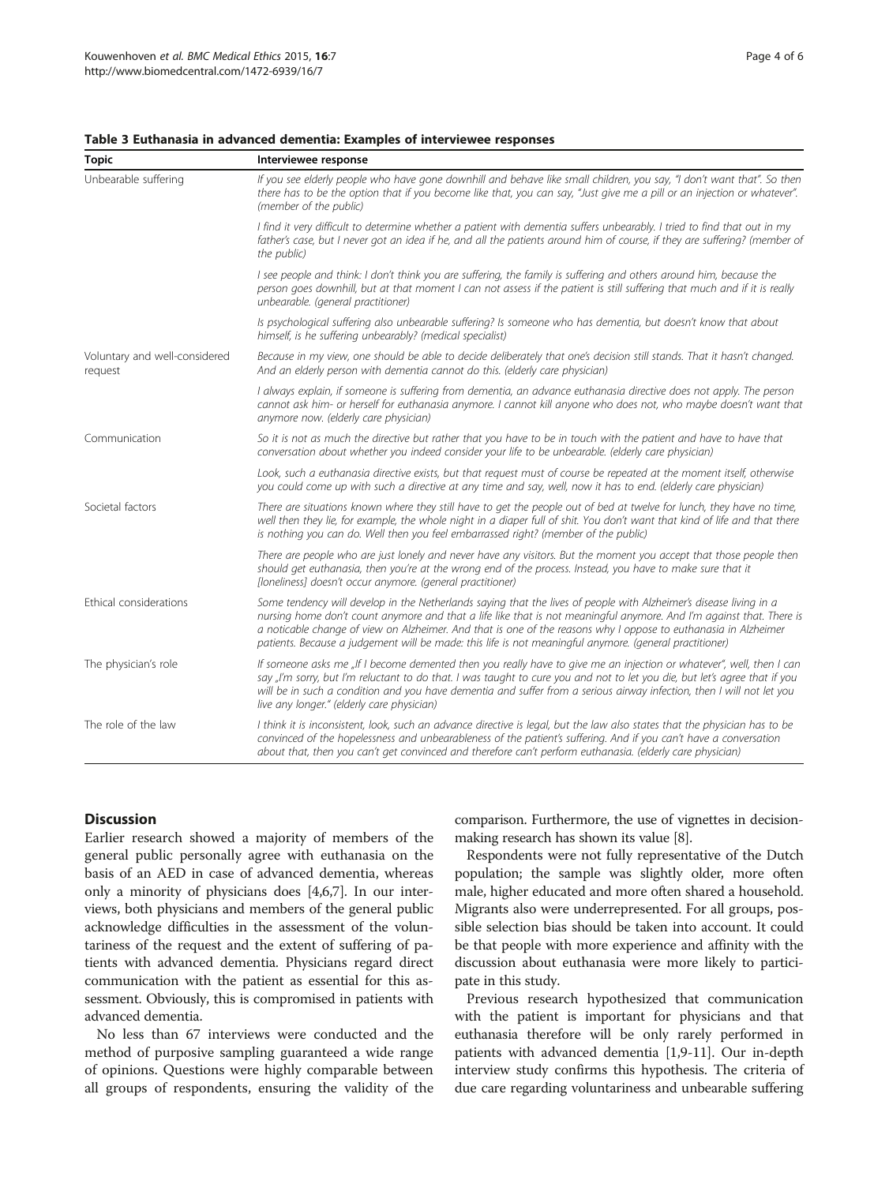**Table 3 Euthanasia in advanced dementia: Examples of interviewee responses**

| Topic | Interviewee response |
| --- | --- |
| Unbearable suffering | *If you see elderly people who have gone downhill and behave like small children, you say, "I don't want that". So then there has to be the option that if you become like that, you can say, "Just give me a pill or an injection or whatever". (member of the public)* |
| | *I find it very difficult to determine whether a patient with dementia suffers unbearably. I tried to find that out in my father's case, but I never got an idea if he, and all the patients around him of course, if they are suffering? (member of the public)* |
| | *I see people and think: I don't think you are suffering, the family is suffering and others around him, because the person goes downhill, but at that moment I can not assess if the patient is still suffering that much and if it is really unbearable. (general practitioner)* |
| | *Is psychological suffering also unbearable suffering? Is someone who has dementia, but doesn't know that about himself, is he suffering unbearably? (medical specialist)* |
| Voluntary and well-considered request | *Because in my view, one should be able to decide deliberately that one's decision still stands. That it hasn't changed. And an elderly person with dementia cannot do this. (elderly care physician)* |
| | *I always explain, if someone is suffering from dementia, an advance euthanasia directive does not apply. The person cannot ask him- or herself for euthanasia anymore. I cannot kill anyone who does not, who maybe doesn't want that anymore now. (elderly care physician)* |
| Communication | *So it is not as much the directive but rather that you have to be in touch with the patient and have to have that conversation about whether you indeed consider your life to be unbearable. (elderly care physician)* |
| | *Look, such a euthanasia directive exists, but that request must of course be repeated at the moment itself, otherwise you could come up with such a directive at any time and say, well, now it has to end. (elderly care physician)* |
| Societal factors | *There are situations known where they still have to get the people out of bed at twelve for lunch, they have no time, well then they lie, for example, the whole night in a diaper full of shit. You don't want that kind of life and that there is nothing you can do. Well then you feel embarrassed right? (member of the public)* |
| | *There are people who are just lonely and never have any visitors. But the moment you accept that those people then should get euthanasia, then you're at the wrong end of the process. Instead, you have to make sure that it [loneliness] doesn't occur anymore. (general practitioner)* |
| Ethical considerations | *Some tendency will develop in the Netherlands saying that the lives of people with Alzheimer's disease living in a nursing home don't count anymore and that a life like that is not meaningful anymore. And I'm against that. There is a noticable change of view on Alzheimer. And that is one of the reasons why I oppose to euthanasia in Alzheimer patients. Because a judgement will be made: this life is not meaningful anymore. (general practitioner)* |
| The physician's role | *If someone asks me „If I become demented then you really have to give me an injection or whatever", well, then I can say „I'm sorry, but I'm reluctant to do that. I was taught to cure you and not to let you die, but let's agree that if you will be in such a condition and you have dementia and suffer from a serious airway infection, then I will not let you live any longer." (elderly care physician)* |
| The role of the law | *I think it is inconsistent, look, such an advance directive is legal, but the law also states that the physician has to be convinced of the hopelessness and unbearableness of the patient's suffering. And if you can't have a conversation about that, then you can't get convinced and therefore can't perform euthanasia. (elderly care physician)* |

## Discussion

Earlier research showed a majority of members of the general public personally agree with euthanasia on the basis of an AED in case of advanced dementia, whereas only a minority of physicians does [4,6,7]. In our interviews, both physicians and members of the general public acknowledge difficulties in the assessment of the voluntariness of the request and the extent of suffering of patients with advanced dementia. Physicians regard direct communication with the patient as essential for this assessment. Obviously, this is compromised in patients with advanced dementia.

No less than 67 interviews were conducted and the method of purposive sampling guaranteed a wide range of opinions. Questions were highly comparable between all groups of respondents, ensuring the validity of the comparison. Furthermore, the use of vignettes in decision-making research has shown its value [8].

Respondents were not fully representative of the Dutch population; the sample was slightly older, more often male, higher educated and more often shared a household. Migrants also were underrepresented. For all groups, possible selection bias should be taken into account. It could be that people with more experience and affinity with the discussion about euthanasia were more likely to participate in this study.

Previous research hypothesized that communication with the patient is important for physicians and that euthanasia therefore will be only rarely performed in patients with advanced dementia [1,9-11]. Our in-depth interview study confirms this hypothesis. The criteria of due care regarding voluntariness and unbearable suffering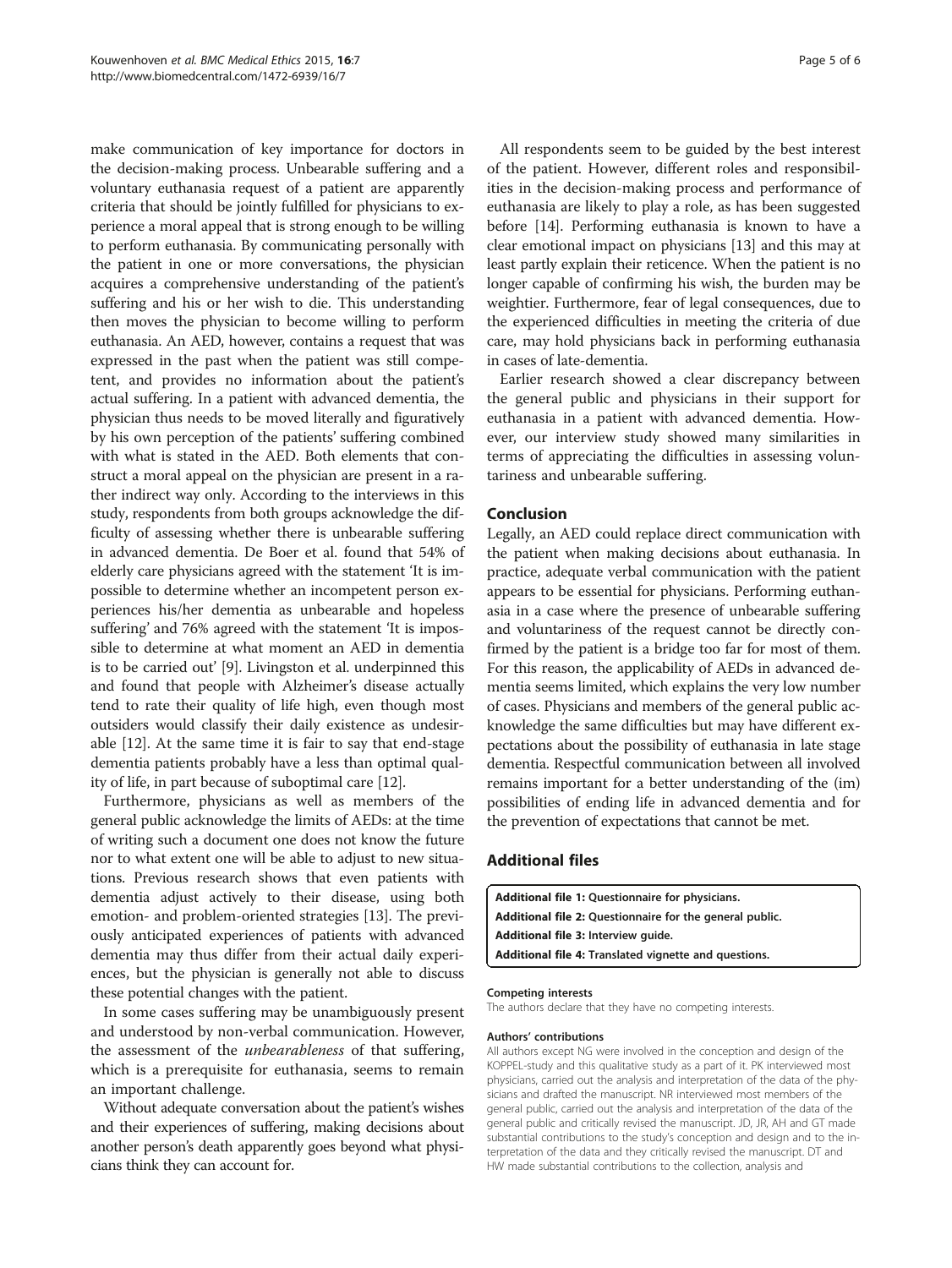make communication of key importance for doctors in the decision-making process. Unbearable suffering and a voluntary euthanasia request of a patient are apparently criteria that should be jointly fulfilled for physicians to experience a moral appeal that is strong enough to be willing to perform euthanasia. By communicating personally with the patient in one or more conversations, the physician acquires a comprehensive understanding of the patient's suffering and his or her wish to die. This understanding then moves the physician to become willing to perform euthanasia. An AED, however, contains a request that was expressed in the past when the patient was still competent, and provides no information about the patient's actual suffering. In a patient with advanced dementia, the physician thus needs to be moved literally and figuratively by his own perception of the patients' suffering combined with what is stated in the AED. Both elements that construct a moral appeal on the physician are present in a rather indirect way only. According to the interviews in this study, respondents from both groups acknowledge the difficulty of assessing whether there is unbearable suffering in advanced dementia. De Boer et al. found that 54% of elderly care physicians agreed with the statement 'It is impossible to determine whether an incompetent person experiences his/her dementia as unbearable and hopeless suffering' and 76% agreed with the statement 'It is impossible to determine at what moment an AED in dementia is to be carried out' [9]. Livingston et al. underpinned this and found that people with Alzheimer's disease actually tend to rate their quality of life high, even though most outsiders would classify their daily existence as undesirable [12]. At the same time it is fair to say that end-stage dementia patients probably have a less than optimal quality of life, in part because of suboptimal care [12].

Furthermore, physicians as well as members of the general public acknowledge the limits of AEDs: at the time of writing such a document one does not know the future nor to what extent one will be able to adjust to new situations. Previous research shows that even patients with dementia adjust actively to their disease, using both emotion- and problem-oriented strategies [13]. The previously anticipated experiences of patients with advanced dementia may thus differ from their actual daily experiences, but the physician is generally not able to discuss these potential changes with the patient.

In some cases suffering may be unambiguously present and understood by non-verbal communication. However, the assessment of the *unbearableness* of that suffering, which is a prerequisite for euthanasia, seems to remain an important challenge.

Without adequate conversation about the patient's wishes and their experiences of suffering, making decisions about another person's death apparently goes beyond what physicians think they can account for.

All respondents seem to be guided by the best interest of the patient. However, different roles and responsibilities in the decision-making process and performance of euthanasia are likely to play a role, as has been suggested before [14]. Performing euthanasia is known to have a clear emotional impact on physicians [13] and this may at least partly explain their reticence. When the patient is no longer capable of confirming his wish, the burden may be weightier. Furthermore, fear of legal consequences, due to the experienced difficulties in meeting the criteria of due care, may hold physicians back in performing euthanasia in cases of late-dementia.

Earlier research showed a clear discrepancy between the general public and physicians in their support for euthanasia in a patient with advanced dementia. However, our interview study showed many similarities in terms of appreciating the difficulties in assessing voluntariness and unbearable suffering.

## Conclusion

Legally, an AED could replace direct communication with the patient when making decisions about euthanasia. In practice, adequate verbal communication with the patient appears to be essential for physicians. Performing euthanasia in a case where the presence of unbearable suffering and voluntariness of the request cannot be directly confirmed by the patient is a bridge too far for most of them. For this reason, the applicability of AEDs in advanced dementia seems limited, which explains the very low number of cases. Physicians and members of the general public acknowledge the same difficulties but may have different expectations about the possibility of euthanasia in late stage dementia. Respectful communication between all involved remains important for a better understanding of the (im) possibilities of ending life in advanced dementia and for the prevention of expectations that cannot be met.

## Additional files

**Additional file 1: Questionnaire for physicians.**
**Additional file 2: Questionnaire for the general public.**
**Additional file 3: Interview guide.**
**Additional file 4: Translated vignette and questions.**

#### Competing interests

The authors declare that they have no competing interests.

#### Authors' contributions

All authors except NG were involved in the conception and design of the KOPPEL-study and this qualitative study as a part of it. PK interviewed most physicians, carried out the analysis and interpretation of the data of the physicians and drafted the manuscript. NR interviewed most members of the general public, carried out the analysis and interpretation of the data of the general public and critically revised the manuscript. JD, JR, AH and GT made substantial contributions to the study's conception and design and to the interpretation of the data and they critically revised the manuscript. DT and HW made substantial contributions to the collection, analysis and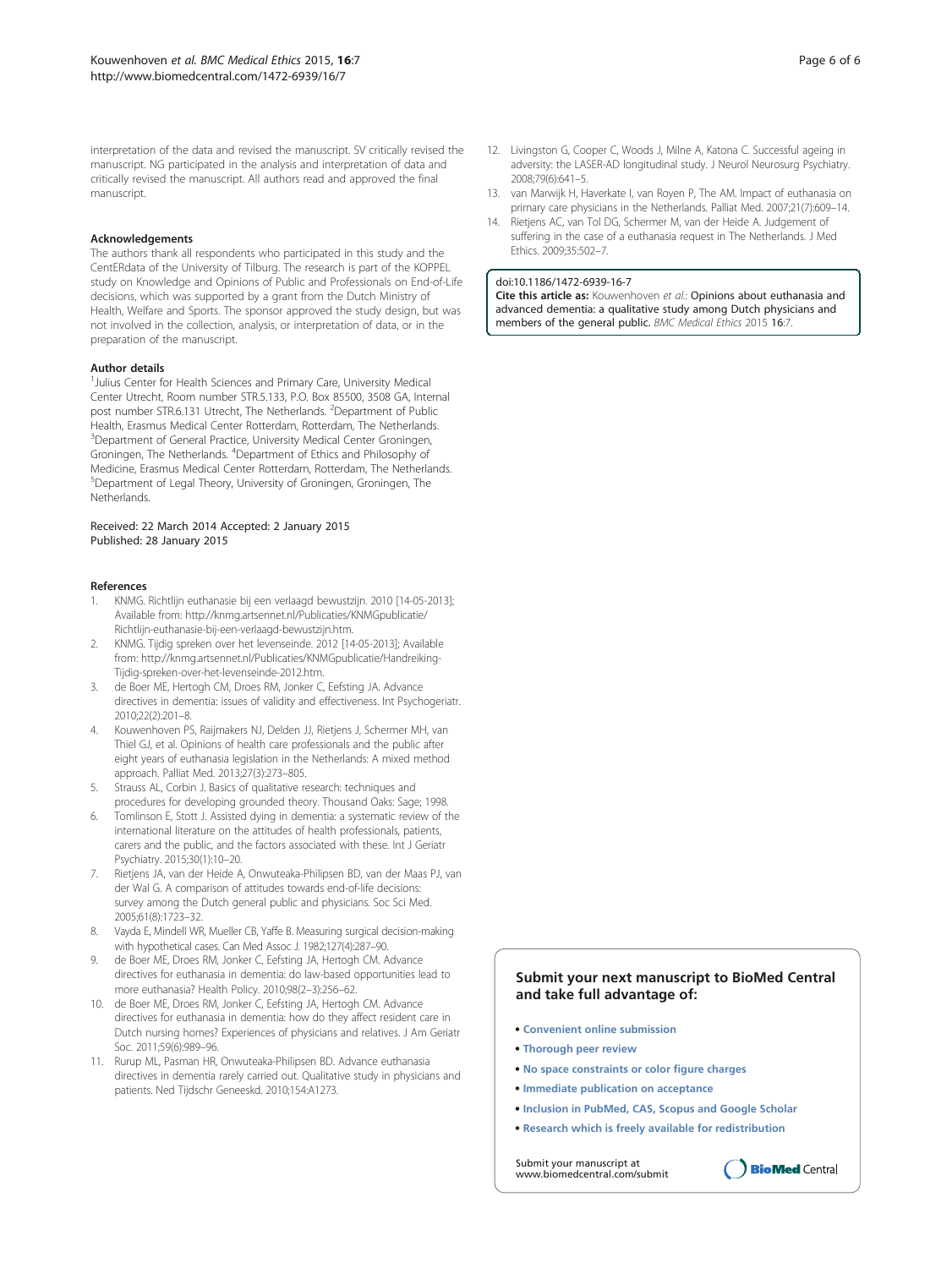interpretation of the data and revised the manuscript. SV critically revised the manuscript. NG participated in the analysis and interpretation of data and critically revised the manuscript. All authors read and approved the final manuscript.

#### Acknowledgements

The authors thank all respondents who participated in this study and the CentERdata of the University of Tilburg. The research is part of the KOPPEL study on Knowledge and Opinions of Public and Professionals on End-of-Life decisions, which was supported by a grant from the Dutch Ministry of Health, Welfare and Sports. The sponsor approved the study design, but was not involved in the collection, analysis, or interpretation of data, or in the preparation of the manuscript.

#### Author details

[1]Julius Center for Health Sciences and Primary Care, University Medical Center Utrecht, Room number STR.5.133, P.O. Box 85500, 3508 GA, Internal post number STR.6.131 Utrecht, The Netherlands. [2]Department of Public Health, Erasmus Medical Center Rotterdam, Rotterdam, The Netherlands. [3]Department of General Practice, University Medical Center Groningen, Groningen, The Netherlands. [4]Department of Ethics and Philosophy of Medicine, Erasmus Medical Center Rotterdam, Rotterdam, The Netherlands. [5]Department of Legal Theory, University of Groningen, Groningen, The Netherlands.

Received: 22 March 2014 Accepted: 2 January 2015
Published: 28 January 2015

#### References

1. KNMG. Richtlijn euthanasie bij een verlaagd bewustzijn. 2010 [14-05-2013]; Available from: http://knmg.artsennet.nl/Publicaties/KNMGpublicatie/Richtlijn-euthanasie-bij-een-verlaagd-bewustzijn.htm.
2. KNMG. Tijdig spreken over het levenseinde. 2012 [14-05-2013]; Available from: http://knmg.artsennet.nl/Publicaties/KNMGpublicatie/Handreiking-Tijdig-spreken-over-het-levenseinde-2012.htm.
3. de Boer ME, Hertogh CM, Droes RM, Jonker C, Eefsting JA. Advance directives in dementia: issues of validity and effectiveness. Int Psychogeriatr. 2010;22(2):201–8.
4. Kouwenhoven PS, Raijmakers NJ, Delden JJ, Rietjens J, Schermer MH, van Thiel GJ, et al. Opinions of health care professionals and the public after eight years of euthanasia legislation in the Netherlands: A mixed method approach. Palliat Med. 2013;27(3):273–805.
5. Strauss AL, Corbin J. Basics of qualitative research: techniques and procedures for developing grounded theory. Thousand Oaks: Sage; 1998.
6. Tomlinson E, Stott J. Assisted dying in dementia: a systematic review of the international literature on the attitudes of health professionals, patients, carers and the public, and the factors associated with these. Int J Geriatr Psychiatry. 2015;30(1):10–20.
7. Rietjens JA, van der Heide A, Onwuteaka-Philipsen BD, van der Maas PJ, van der Wal G. A comparison of attitudes towards end-of-life decisions: survey among the Dutch general public and physicians. Soc Sci Med. 2005;61(8):1723–32.
8. Vayda E, Mindell WR, Mueller CB, Yaffe B. Measuring surgical decision-making with hypothetical cases. Can Med Assoc J. 1982;127(4):287–90.
9. de Boer ME, Droes RM, Jonker C, Eefsting JA, Hertogh CM. Advance directives for euthanasia in dementia: do law-based opportunities lead to more euthanasia? Health Policy. 2010;98(2–3):256–62.
10. de Boer ME, Droes RM, Jonker C, Eefsting JA, Hertogh CM. Advance directives for euthanasia in dementia: how do they affect resident care in Dutch nursing homes? Experiences of physicians and relatives. J Am Geriatr Soc. 2011;59(6):989–96.
11. Rurup ML, Pasman HR, Onwuteaka-Philipsen BD. Advance euthanasia directives in dementia rarely carried out. Qualitative study in physicians and patients. Ned Tijdschr Geneeskd. 2010;154:A1273.
12. Livingston G, Cooper C, Woods J, Milne A, Katona C. Successful ageing in adversity: the LASER-AD longitudinal study. J Neurol Neurosurg Psychiatry. 2008;79(6):641–5.
13. van Marwijk H, Haverkate I, van Royen P, The AM. Impact of euthanasia on primary care physicians in the Netherlands. Palliat Med. 2007;21(7):609–14.
14. Rietjens AC, van Tol DG, Schermer M, van der Heide A. Judgement of suffering in the case of a euthanasia request in The Netherlands. J Med Ethics. 2009;35:502–7.

doi:10.1186/1472-6939-16-7
**Cite this article as:** Kouwenhoven *et al.*: Opinions about euthanasia and advanced dementia: a qualitative study among Dutch physicians and members of the general public. *BMC Medical Ethics* 2015 **16**:7.

**Submit your next manuscript to BioMed Central and take full advantage of:**

- **Convenient online submission**
- **Thorough peer review**
- **No space constraints or color figure charges**
- **Immediate publication on acceptance**
- **Inclusion in PubMed, CAS, Scopus and Google Scholar**
- **Research which is freely available for redistribution**

Submit your manuscript at
www.biomedcentral.com/submit

BioMed Central